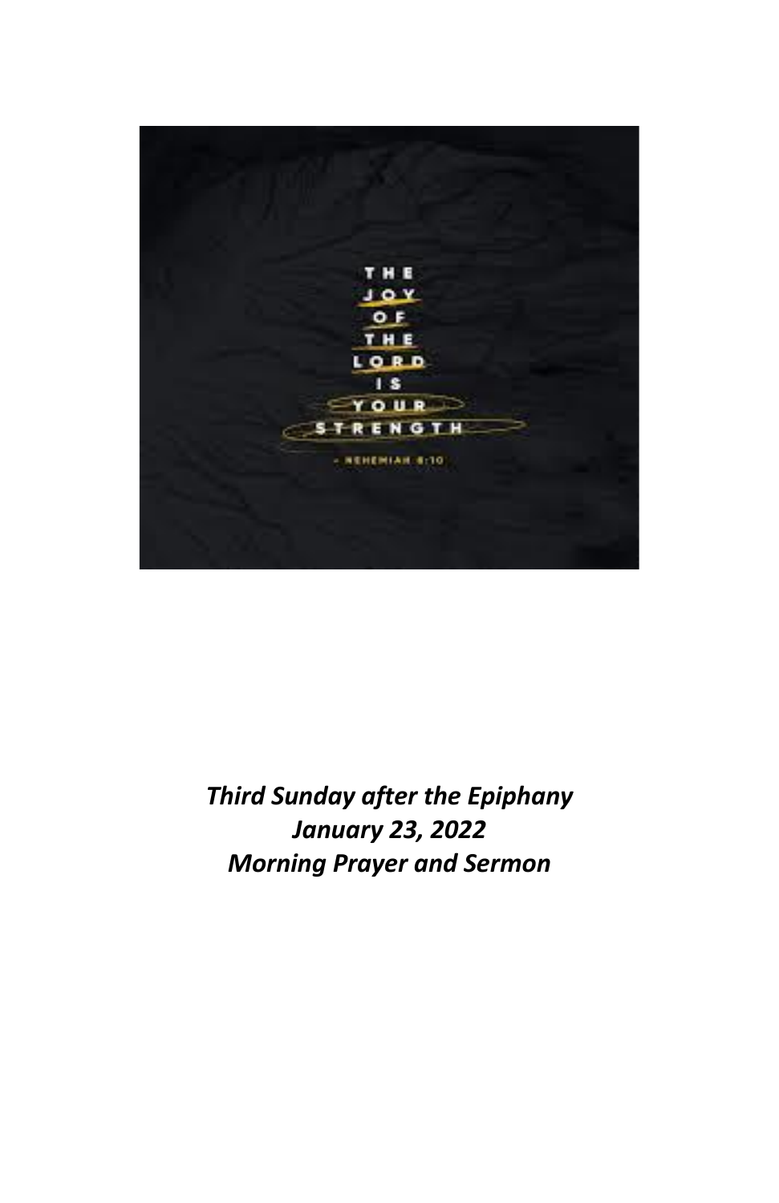THE JOY OF THE LORD IS YOUR STRENGTH

- NEHEMIAH 8:10

***Third Sunday after the Epiphany***
***January 23, 2022***
***Morning Prayer and Sermon***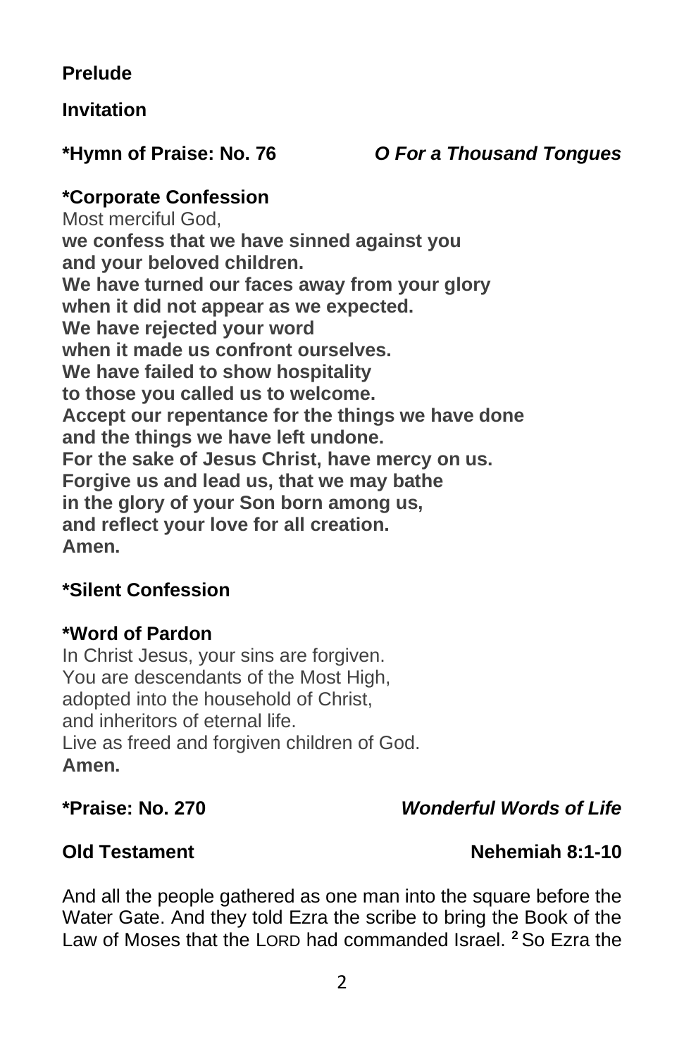**Prelude**

**Invitation**

**\*Hymn of Praise: No. 76** ***O For a Thousand Tongues***

**\*Corporate Confession**

Most merciful God,
**we confess that we have sinned against you**
**and your beloved children.**
**We have turned our faces away from your glory**
**when it did not appear as we expected.**
**We have rejected your word**
**when it made us confront ourselves.**
**We have failed to show hospitality**
**to those you called us to welcome.**
**Accept our repentance for the things we have done**
**and the things we have left undone.**
**For the sake of Jesus Christ, have mercy on us.**
**Forgive us and lead us, that we may bathe**
**in the glory of your Son born among us,**
**and reflect your love for all creation.**
**Amen.**

**\*Silent Confession**

**\*Word of Pardon**

In Christ Jesus, your sins are forgiven.
You are descendants of the Most High,
adopted into the household of Christ,
and inheritors of eternal life.
Live as freed and forgiven children of God.
**Amen.**

**\*Praise: No. 270** ***Wonderful Words of Life***

**Old Testament** **Nehemiah 8:1-10**

And all the people gathered as one man into the square before the Water Gate. And they told Ezra the scribe to bring the Book of the Law of Moses that the LORD had commanded Israel. **2** So Ezra the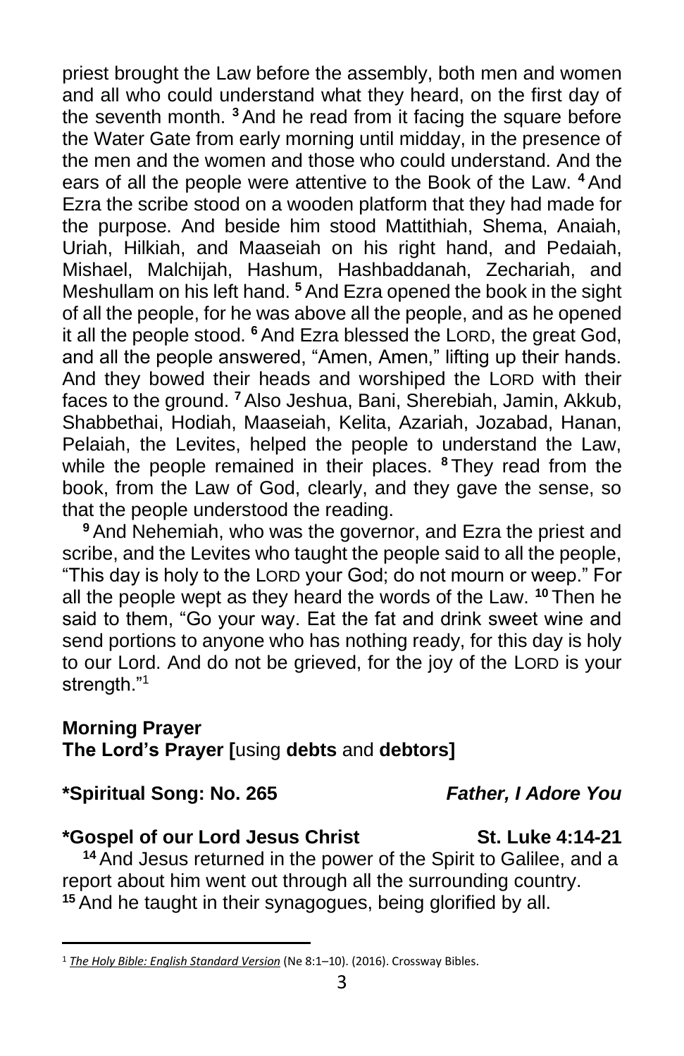priest brought the Law before the assembly, both men and women and all who could understand what they heard, on the first day of the seventh month. [3] And he read from it facing the square before the Water Gate from early morning until midday, in the presence of the men and the women and those who could understand. And the ears of all the people were attentive to the Book of the Law. [4] And Ezra the scribe stood on a wooden platform that they had made for the purpose. And beside him stood Mattithiah, Shema, Anaiah, Uriah, Hilkiah, and Maaseiah on his right hand, and Pedaiah, Mishael, Malchijah, Hashum, Hashbaddanah, Zechariah, and Meshullam on his left hand. [5] And Ezra opened the book in the sight of all the people, for he was above all the people, and as he opened it all the people stood. [6] And Ezra blessed the LORD, the great God, and all the people answered, "Amen, Amen," lifting up their hands. And they bowed their heads and worshiped the LORD with their faces to the ground. [7] Also Jeshua, Bani, Sherebiah, Jamin, Akkub, Shabbethai, Hodiah, Maaseiah, Kelita, Azariah, Jozabad, Hanan, Pelaiah, the Levites, helped the people to understand the Law, while the people remained in their places. [8] They read from the book, from the Law of God, clearly, and they gave the sense, so that the people understood the reading.

[9] And Nehemiah, who was the governor, and Ezra the priest and scribe, and the Levites who taught the people said to all the people, "This day is holy to the LORD your God; do not mourn or weep." For all the people wept as they heard the words of the Law. [10] Then he said to them, "Go your way. Eat the fat and drink sweet wine and send portions to anyone who has nothing ready, for this day is holy to our Lord. And do not be grieved, for the joy of the LORD is your strength."[1]

**Morning Prayer**
**The Lord's Prayer [**using **debts** and **debtors]**

**\*Spiritual Song: No. 265** ***Father, I Adore You***

**\*Gospel of our Lord Jesus Christ** **St. Luke 4:14-21**

[14] And Jesus returned in the power of the Spirit to Galilee, and a report about him went out through all the surrounding country. [15] And he taught in their synagogues, being glorified by all.

---

[1] *The Holy Bible: English Standard Version* (Ne 8:1–10). (2016). Crossway Bibles.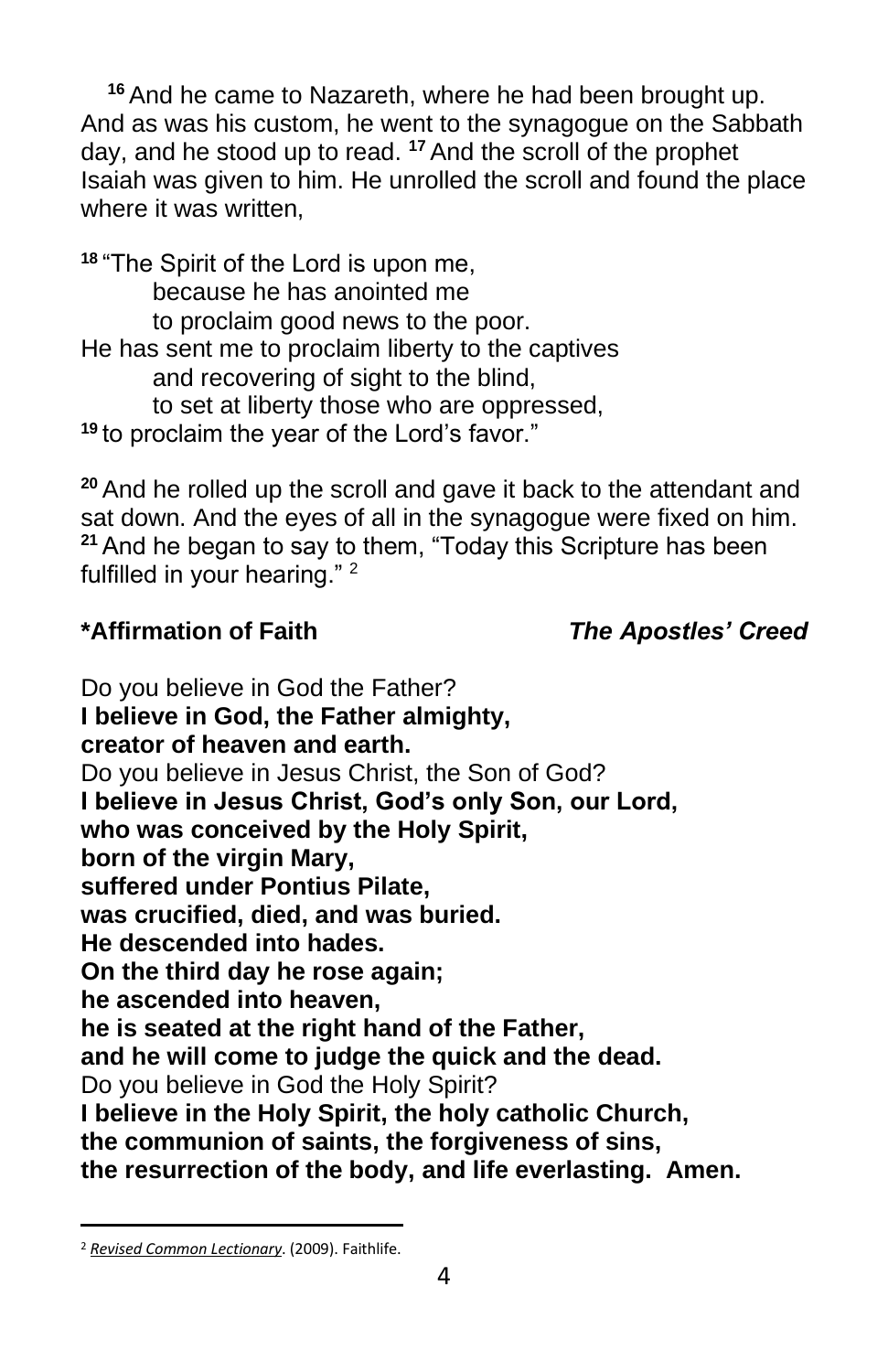[16] And he came to Nazareth, where he had been brought up. And as was his custom, he went to the synagogue on the Sabbath day, and he stood up to read. [17] And the scroll of the prophet Isaiah was given to him. He unrolled the scroll and found the place where it was written,

[18] "The Spirit of the Lord is upon me,
because he has anointed me
to proclaim good news to the poor.
He has sent me to proclaim liberty to the captives
and recovering of sight to the blind,
to set at liberty those who are oppressed,
[19] to proclaim the year of the Lord's favor."

[20] And he rolled up the scroll and gave it back to the attendant and sat down. And the eyes of all in the synagogue were fixed on him. [21] And he began to say to them, "Today this Scripture has been fulfilled in your hearing." [2]

**\*Affirmation of Faith** ***The Apostles' Creed***

Do you believe in God the Father?
**I believe in God, the Father almighty,**
**creator of heaven and earth.**
Do you believe in Jesus Christ, the Son of God?
**I believe in Jesus Christ, God's only Son, our Lord,**
**who was conceived by the Holy Spirit,**
**born of the virgin Mary,**
**suffered under Pontius Pilate,**
**was crucified, died, and was buried.**
**He descended into hades.**
**On the third day he rose again;**
**he ascended into heaven,**
**he is seated at the right hand of the Father,**
**and he will come to judge the quick and the dead.**
Do you believe in God the Holy Spirit?
**I believe in the Holy Spirit, the holy catholic Church,**
**the communion of saints, the forgiveness of sins,**
**the resurrection of the body, and life everlasting. Amen.**

---

[2] *Revised Common Lectionary*. (2009). Faithlife.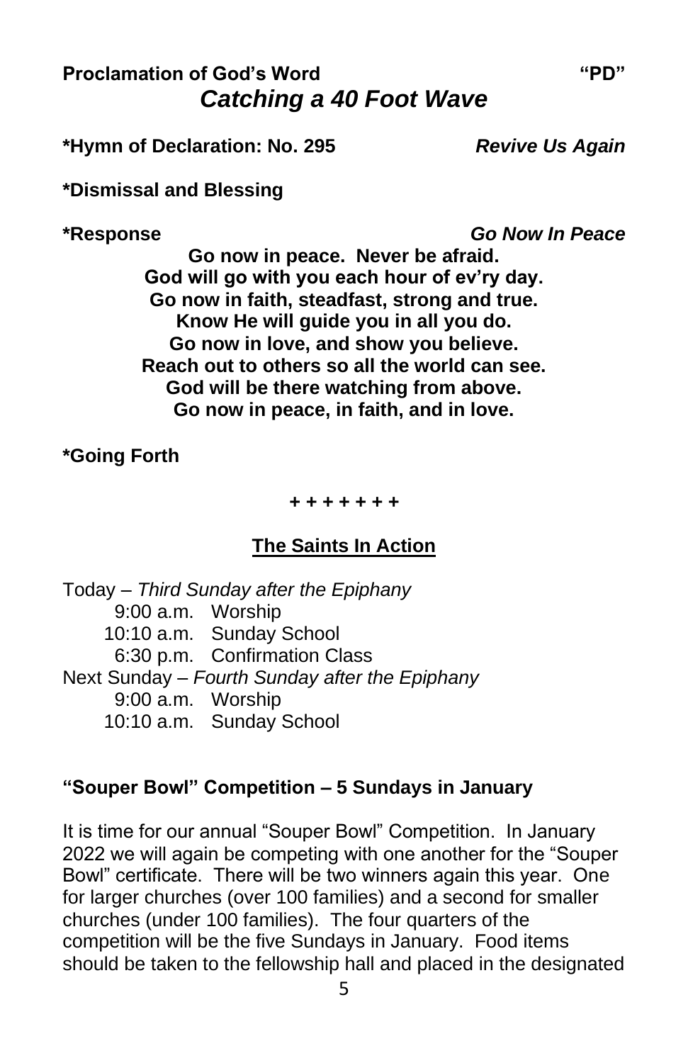**Proclamation of God's Word** **"PD"**

## *Catching a 40 Foot Wave*

**\*Hymn of Declaration: No. 295** ***Revive Us Again***

**\*Dismissal and Blessing**

**\*Response** ***Go Now In Peace***

**Go now in peace. Never be afraid.**
**God will go with you each hour of ev'ry day.**
**Go now in faith, steadfast, strong and true.**
**Know He will guide you in all you do.**
**Go now in love, and show you believe.**
**Reach out to others so all the world can see.**
**God will be there watching from above.**
**Go now in peace, in faith, and in love.**

**\*Going Forth**

**+ + + + + + +**

## The Saints In Action

Today – *Third Sunday after the Epiphany*
- 9:00 a.m. Worship
- 10:10 a.m. Sunday School
- 6:30 p.m. Confirmation Class

Next Sunday – *Fourth Sunday after the Epiphany*
- 9:00 a.m. Worship
- 10:10 a.m. Sunday School

### "Souper Bowl" Competition – 5 Sundays in January

It is time for our annual "Souper Bowl" Competition. In January 2022 we will again be competing with one another for the "Souper Bowl" certificate. There will be two winners again this year. One for larger churches (over 100 families) and a second for smaller churches (under 100 families). The four quarters of the competition will be the five Sundays in January. Food items should be taken to the fellowship hall and placed in the designated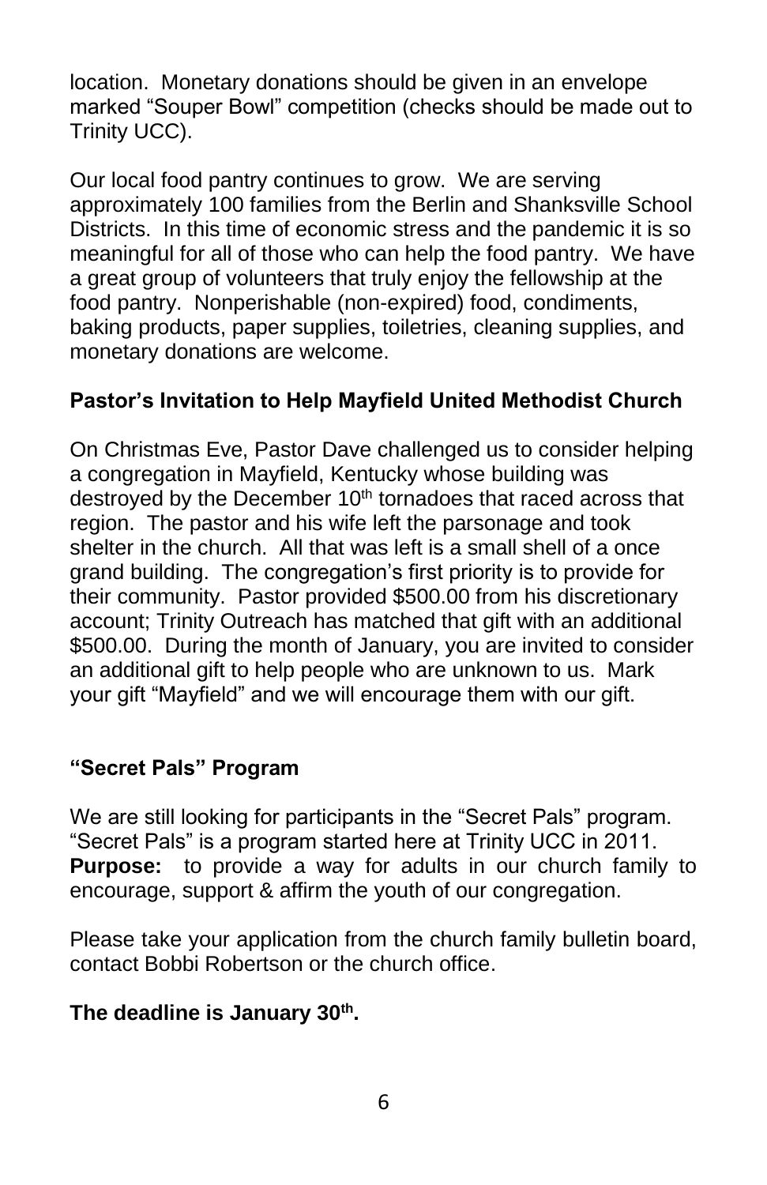location. Monetary donations should be given in an envelope marked "Souper Bowl" competition (checks should be made out to Trinity UCC).

Our local food pantry continues to grow. We are serving approximately 100 families from the Berlin and Shanksville School Districts. In this time of economic stress and the pandemic it is so meaningful for all of those who can help the food pantry. We have a great group of volunteers that truly enjoy the fellowship at the food pantry. Nonperishable (non-expired) food, condiments, baking products, paper supplies, toiletries, cleaning supplies, and monetary donations are welcome.

**Pastor's Invitation to Help Mayfield United Methodist Church**

On Christmas Eve, Pastor Dave challenged us to consider helping a congregation in Mayfield, Kentucky whose building was destroyed by the December 10th tornadoes that raced across that region. The pastor and his wife left the parsonage and took shelter in the church. All that was left is a small shell of a once grand building. The congregation's first priority is to provide for their community. Pastor provided $500.00 from his discretionary account; Trinity Outreach has matched that gift with an additional $500.00. During the month of January, you are invited to consider an additional gift to help people who are unknown to us. Mark your gift "Mayfield" and we will encourage them with our gift.

**"Secret Pals" Program**

We are still looking for participants in the "Secret Pals" program. "Secret Pals" is a program started here at Trinity UCC in 2011. **Purpose:** to provide a way for adults in our church family to encourage, support & affirm the youth of our congregation.

Please take your application from the church family bulletin board, contact Bobbi Robertson or the church office.

**The deadline is January 30th.**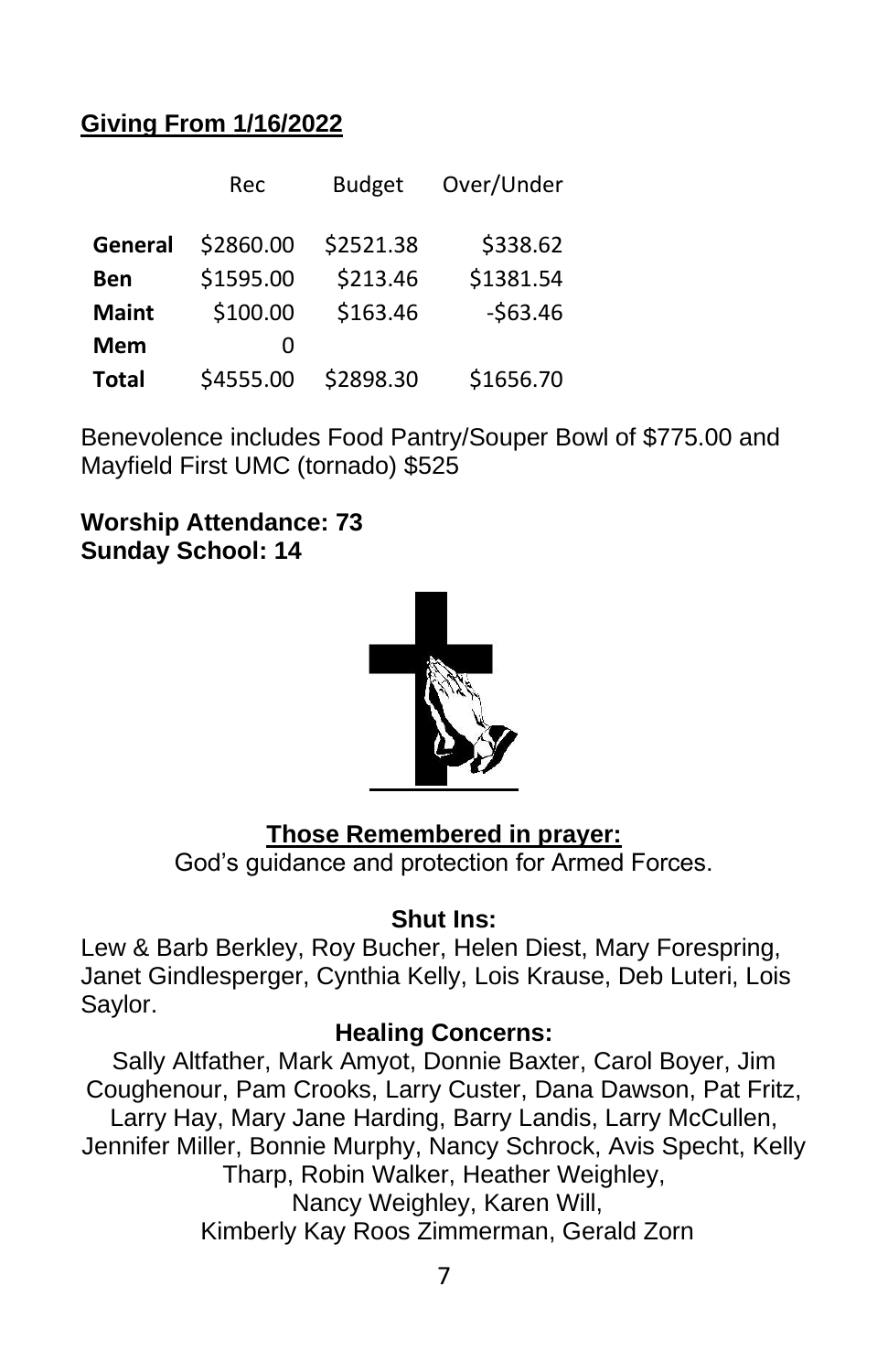## Giving From 1/16/2022

| | Rec | Budget | Over/Under |
|---|---|---|---|
| **General** | $2860.00 | $2521.38 | $338.62 |
| **Ben** | $1595.00 | $213.46 | $1381.54 |
| **Maint** | $100.00 | $163.46 | -$63.46 |
| **Mem** | 0 | | |
| **Total** | $4555.00 | $2898.30 | $1656.70 |

Benevolence includes Food Pantry/Souper Bowl of $775.00 and Mayfield First UMC (tornado) $525

**Worship Attendance: 73**
**Sunday School: 14**

### Those Remembered in prayer:

God's guidance and protection for Armed Forces.

**Shut Ins:**

Lew & Barb Berkley, Roy Bucher, Helen Diest, Mary Forespring, Janet Gindlesperger, Cynthia Kelly, Lois Krause, Deb Luteri, Lois Saylor.

**Healing Concerns:**

Sally Altfather, Mark Amyot, Donnie Baxter, Carol Boyer, Jim Coughenour, Pam Crooks, Larry Custer, Dana Dawson, Pat Fritz, Larry Hay, Mary Jane Harding, Barry Landis, Larry McCullen, Jennifer Miller, Bonnie Murphy, Nancy Schrock, Avis Specht, Kelly Tharp, Robin Walker, Heather Weighley, Nancy Weighley, Karen Will, Kimberly Kay Roos Zimmerman, Gerald Zorn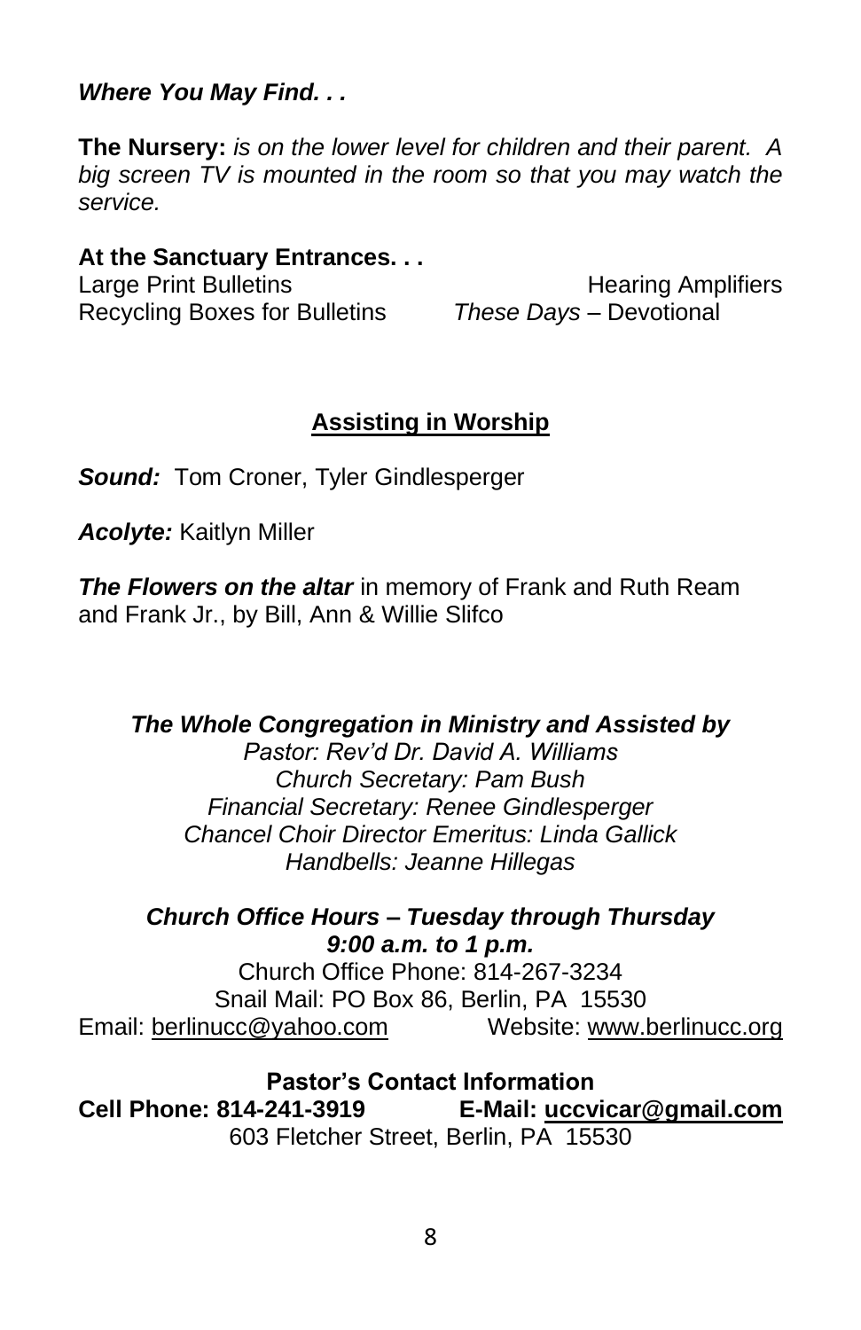***Where You May Find. . .***

**The Nursery:** *is on the lower level for children and their parent. A big screen TV is mounted in the room so that you may watch the service.*

**At the Sanctuary Entrances. . .**

Large Print Bulletins

Hearing Amplifiers

Recycling Boxes for Bulletins

*These Days* – Devotional

## Assisting in Worship

***Sound:*** Tom Croner, Tyler Gindlesperger

***Acolyte:*** Kaitlyn Miller

***The Flowers on the altar*** in memory of Frank and Ruth Ream and Frank Jr., by Bill, Ann & Willie Slifco

***The Whole Congregation in Ministry and Assisted by***

*Pastor: Rev'd Dr. David A. Williams*

*Church Secretary: Pam Bush*

*Financial Secretary: Renee Gindlesperger*

*Chancel Choir Director Emeritus: Linda Gallick*

*Handbells: Jeanne Hillegas*

***Church Office Hours – Tuesday through Thursday***
***9:00 a.m. to 1 p.m.***

Church Office Phone: 814-267-3234

Snail Mail: PO Box 86, Berlin, PA 15530

Email: berlinucc@yahoo.com Website: www.berlinucc.org

**Pastor's Contact Information**

**Cell Phone: 814-241-3919 E-Mail: uccvicar@gmail.com**

603 Fletcher Street, Berlin, PA 15530